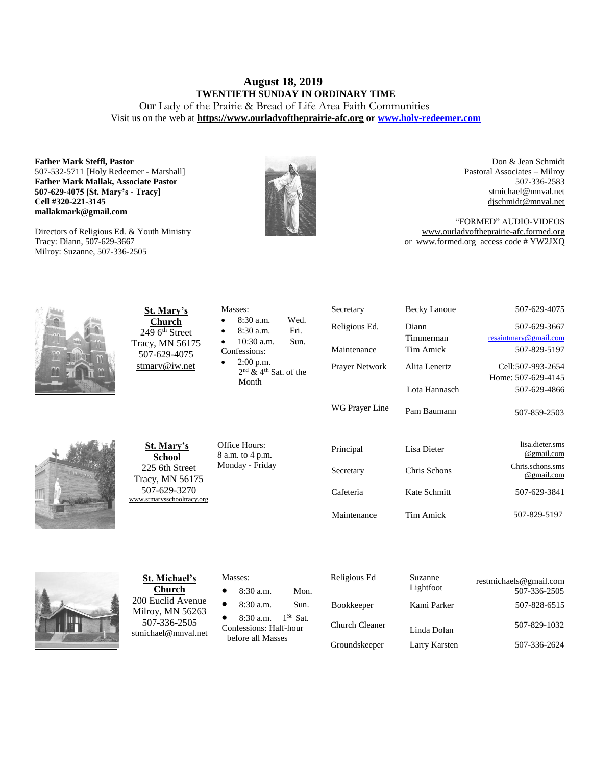# August 18, 2019

## TWENTIETH SUNDAY IN ORDINARY TIME

Our Lady of the Prairie & Bread of Life Area Faith Communities

Visit us on the web at **https://www.ourladyoftheprairie-afc.org** or **www.holy-redeemer.com**

**Father Mark Steffl, Pastor**
507-532-5711 [Holy Redeemer - Marshall]
**Father Mark Mallak, Associate Pastor**
**507-629-4075 [St. Mary's - Tracy]**
**Cell #320-221-3145**
**mallakmark@gmail.com**

Directors of Religious Ed. & Youth Ministry
Tracy: Diann, 507-629-3667
Milroy: Suzanne, 507-336-2505

Don & Jean Schmidt
Pastoral Associates – Milroy
507-336-2583
stmichael@mnval.net
djschmidt@mnval.net

"FORMED" AUDIO-VIDEOS
www.ourladyoftheprairie-afc.formed.org
or www.formed.org access code # YW2JXQ

**St. Mary's Church**
249 6th Street
Tracy, MN 56175
507-629-4075
stmary@iw.net

Masses:
- 8:30 a.m. Wed.
- 8:30 a.m. Fri.
- 10:30 a.m. Sun.

Confessions:
- 2:00 p.m. 2nd & 4th Sat. of the Month

| | | |
|---|---|---|
| Secretary | Becky Lanoue | 507-629-4075 |
| Religious Ed. | Diann Timmerman | 507-629-3667 resaintmary@gmail.com |
| Maintenance | Tim Amick | 507-829-5197 |
| Prayer Network | Alita Lenertz | Cell:507-993-2654 Home: 507-629-4145 |
| | Lota Hannasch | 507-629-4866 |
| WG Prayer Line | Pam Baumann | 507-859-2503 |

**St. Mary's School**
225 6th Street
Tracy, MN 56175
507-629-3270
www.stmarysschooltracy.org

Office Hours:
8 a.m. to 4 p.m.
Monday - Friday

| | | |
|---|---|---|
| Principal | Lisa Dieter | lisa.dieter.sms@gmail.com |
| Secretary | Chris Schons | Chris.schons.sms@gmail.com |
| Cafeteria | Kate Schmitt | 507-629-3841 |
| Maintenance | Tim Amick | 507-829-5197 |

**St. Michael's Church**
200 Euclid Avenue
Milroy, MN 56263
507-336-2505
stmichael@mnval.net

Masses:
- 8:30 a.m. Mon.
- 8:30 a.m. Sun.
- 8:30 a.m. 1St Sat.

Confessions: Half-hour before all Masses

| | | |
|---|---|---|
| Religious Ed | Suzanne Lightfoot | restmichaels@gmail.com 507-336-2505 |
| Bookkeeper | Kami Parker | 507-828-6515 |
| Church Cleaner | Linda Dolan | 507-829-1032 |
| Groundskeeper | Larry Karsten | 507-336-2624 |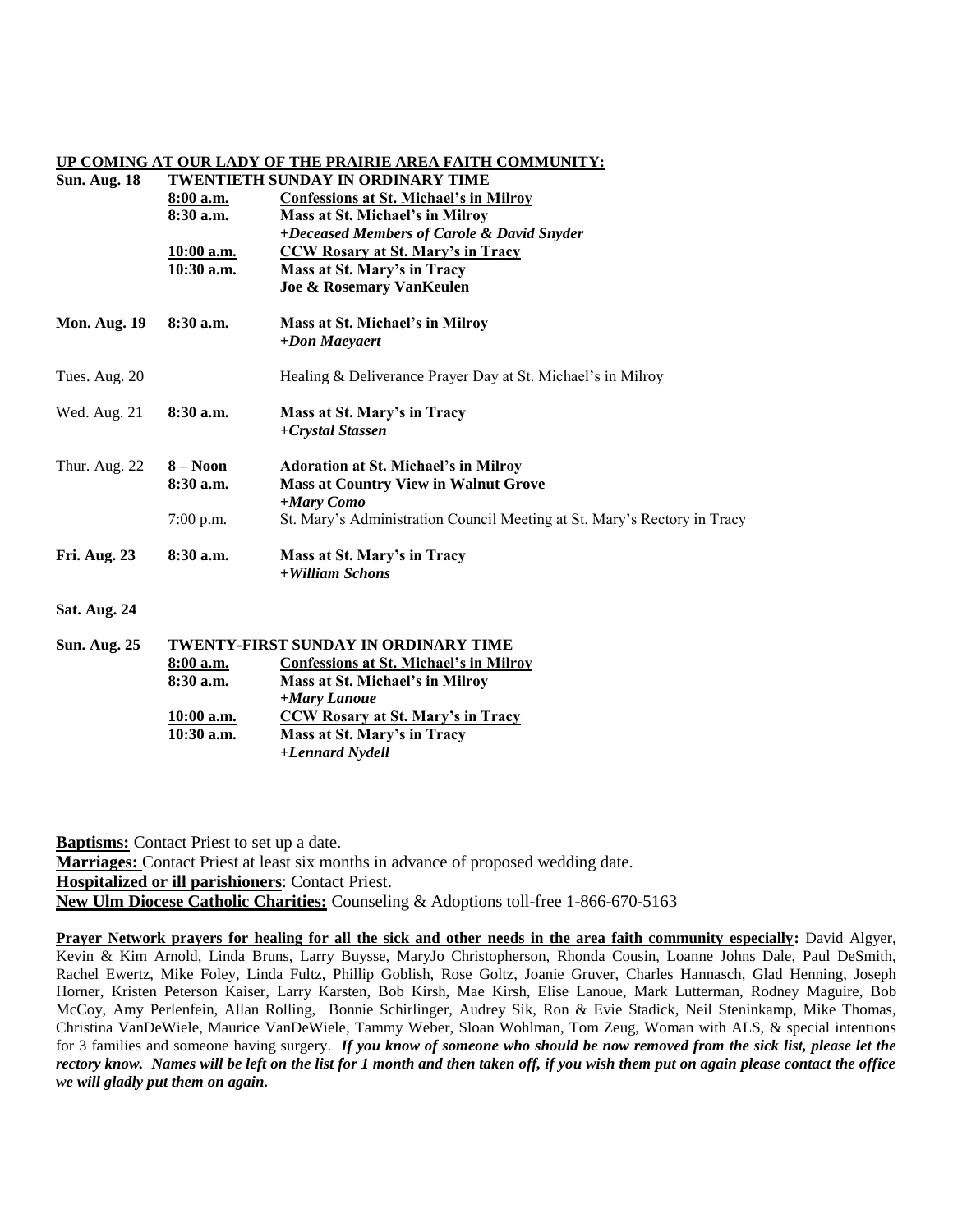## UP COMING AT OUR LADY OF THE PRAIRIE AREA FAITH COMMUNITY:

| | | |
|---|---|---|
| **Sun. Aug. 18** | **TWENTIETH SUNDAY IN ORDINARY TIME** | |
| | **8:00 a.m.** | **Confessions at St. Michael's in Milroy** |
| | **8:30 a.m.** | **Mass at St. Michael's in Milroy** |
| | | ***+Deceased Members of Carole & David Snyder*** |
| | **10:00 a.m.** | **CCW Rosary at St. Mary's in Tracy** |
| | **10:30 a.m.** | **Mass at St. Mary's in Tracy** |
| | | **Joe & Rosemary VanKeulen** |
| **Mon. Aug. 19** | **8:30 a.m.** | **Mass at St. Michael's in Milroy** |
| | | ***+Don Maeyaert*** |
| Tues. Aug. 20 | | Healing & Deliverance Prayer Day at St. Michael's in Milroy |
| Wed. Aug. 21 | **8:30 a.m.** | **Mass at St. Mary's in Tracy** |
| | | ***+Crystal Stassen*** |
| Thur. Aug. 22 | **8 – Noon** | **Adoration at St. Michael's in Milroy** |
| | **8:30 a.m.** | **Mass at Country View in Walnut Grove** |
| | | ***+Mary Como*** |
| | 7:00 p.m. | St. Mary's Administration Council Meeting at St. Mary's Rectory in Tracy |
| **Fri. Aug. 23** | **8:30 a.m.** | **Mass at St. Mary's in Tracy** |
| | | ***+William Schons*** |
| **Sat. Aug. 24** | | |
| **Sun. Aug. 25** | **TWENTY-FIRST SUNDAY IN ORDINARY TIME** | |
| | **8:00 a.m.** | **Confessions at St. Michael's in Milroy** |
| | **8:30 a.m.** | **Mass at St. Michael's in Milroy** |
| | | ***+Mary Lanoue*** |
| | **10:00 a.m.** | **CCW Rosary at St. Mary's in Tracy** |
| | **10:30 a.m.** | **Mass at St. Mary's in Tracy** |
| | | ***+Lennard Nydell*** |

**Baptisms:** Contact Priest to set up a date.
**Marriages:** Contact Priest at least six months in advance of proposed wedding date.
**Hospitalized or ill parishioners**: Contact Priest.
**New Ulm Diocese Catholic Charities:** Counseling & Adoptions toll-free 1-866-670-5163

**Prayer Network prayers for healing for all the sick and other needs in the area faith community especially:** David Algyer, Kevin & Kim Arnold, Linda Bruns, Larry Buysse, MaryJo Christopherson, Rhonda Cousin, Loanne Johns Dale, Paul DeSmith, Rachel Ewertz, Mike Foley, Linda Fultz, Phillip Goblish, Rose Goltz, Joanie Gruver, Charles Hannasch, Glad Henning, Joseph Horner, Kristen Peterson Kaiser, Larry Karsten, Bob Kirsh, Mae Kirsh, Elise Lanoue, Mark Lutterman, Rodney Maguire, Bob McCoy, Amy Perlenfein, Allan Rolling, Bonnie Schirlinger, Audrey Sik, Ron & Evie Stadick, Neil Steninkamp, Mike Thomas, Christina VanDeWiele, Maurice VanDeWiele, Tammy Weber, Sloan Wohlman, Tom Zeug, Woman with ALS, & special intentions for 3 families and someone having surgery. ***If you know of someone who should be now removed from the sick list, please let the rectory know. Names will be left on the list for 1 month and then taken off, if you wish them put on again please contact the office we will gladly put them on again.***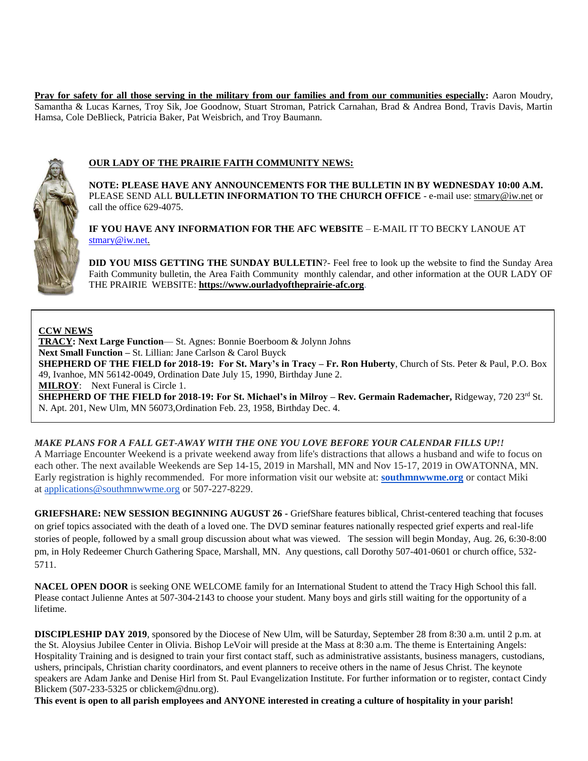**Pray for safety for all those serving in the military from our families and from our communities especially:** Aaron Moudry, Samantha & Lucas Karnes, Troy Sik, Joe Goodnow, Stuart Stroman, Patrick Carnahan, Brad & Andrea Bond, Travis Davis, Martin Hamsa, Cole DeBlieck, Patricia Baker, Pat Weisbrich, and Troy Baumann.

## OUR LADY OF THE PRAIRIE FAITH COMMUNITY NEWS:

**NOTE: PLEASE HAVE ANY ANNOUNCEMENTS FOR THE BULLETIN IN BY WEDNESDAY 10:00 A.M.** PLEASE SEND ALL **BULLETIN INFORMATION TO THE CHURCH OFFICE** - e-mail use: stmary@iw.net or call the office 629-4075.

**IF YOU HAVE ANY INFORMATION FOR THE AFC WEBSITE** – E-MAIL IT TO BECKY LANOUE AT stmary@iw.net.

**DID YOU MISS GETTING THE SUNDAY BULLETIN**?- Feel free to look up the website to find the Sunday Area Faith Community bulletin, the Area Faith Community monthly calendar, and other information at the OUR LADY OF THE PRAIRIE WEBSITE: **https://www.ourladyoftheprairie-afc.org**.

**CCW NEWS**

**TRACY: Next Large Function**— St. Agnes: Bonnie Boerboom & Jolynn Johns

**Next Small Function –** St. Lillian: Jane Carlson & Carol Buyck

**SHEPHERD OF THE FIELD for 2018-19: For St. Mary's in Tracy – Fr. Ron Huberty**, Church of Sts. Peter & Paul, P.O. Box 49, Ivanhoe, MN 56142-0049, Ordination Date July 15, 1990, Birthday June 2.

**MILROY**: Next Funeral is Circle 1.

**SHEPHERD OF THE FIELD for 2018-19: For St. Michael's in Milroy – Rev. Germain Rademacher,** Ridgeway, 720 23rd St. N. Apt. 201, New Ulm, MN 56073,Ordination Feb. 23, 1958, Birthday Dec. 4.

***MAKE PLANS FOR A FALL GET-AWAY WITH THE ONE YOU LOVE BEFORE YOUR CALENDAR FILLS UP!!***
A Marriage Encounter Weekend is a private weekend away from life's distractions that allows a husband and wife to focus on each other. The next available Weekends are Sep 14-15, 2019 in Marshall, MN and Nov 15-17, 2019 in OWATONNA, MN. Early registration is highly recommended. For more information visit our website at: **southmnwwme.org** or contact Miki at applications@southmnwwme.org or 507-227-8229.

**GRIEFSHARE: NEW SESSION BEGINNING AUGUST 26 -** GriefShare features biblical, Christ-centered teaching that focuses on grief topics associated with the death of a loved one. The DVD seminar features nationally respected grief experts and real-life stories of people, followed by a small group discussion about what was viewed. The session will begin Monday, Aug. 26, 6:30-8:00 pm, in Holy Redeemer Church Gathering Space, Marshall, MN. Any questions, call Dorothy 507-401-0601 or church office, 532-5711.

**NACEL OPEN DOOR** is seeking ONE WELCOME family for an International Student to attend the Tracy High School this fall. Please contact Julienne Antes at 507-304-2143 to choose your student. Many boys and girls still waiting for the opportunity of a lifetime.

**DISCIPLESHIP DAY 2019**, sponsored by the Diocese of New Ulm, will be Saturday, September 28 from 8:30 a.m. until 2 p.m. at the St. Aloysius Jubilee Center in Olivia. Bishop LeVoir will preside at the Mass at 8:30 a.m. The theme is Entertaining Angels: Hospitality Training and is designed to train your first contact staff, such as administrative assistants, business managers, custodians, ushers, principals, Christian charity coordinators, and event planners to receive others in the name of Jesus Christ. The keynote speakers are Adam Janke and Denise Hirl from St. Paul Evangelization Institute. For further information or to register, contact Cindy Blickem (507-233-5325 or cblickem@dnu.org).

**This event is open to all parish employees and ANYONE interested in creating a culture of hospitality in your parish!**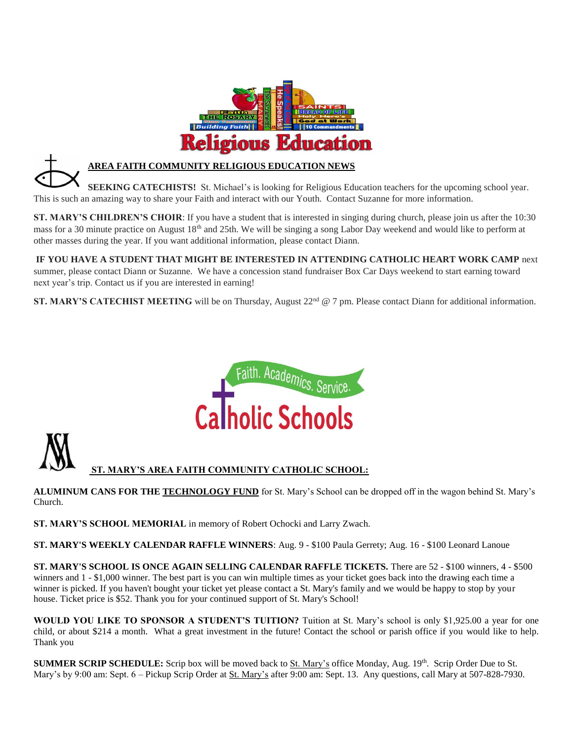# Religious Education

## AREA FAITH COMMUNITY RELIGIOUS EDUCATION NEWS

**SEEKING CATECHISTS!** St. Michael's is looking for Religious Education teachers for the upcoming school year. This is such an amazing way to share your Faith and interact with our Youth. Contact Suzanne for more information.

**ST. MARY'S CHILDREN'S CHOIR**: If you have a student that is interested in singing during church, please join us after the 10:30 mass for a 30 minute practice on August 18th and 25th. We will be singing a song Labor Day weekend and would like to perform at other masses during the year. If you want additional information, please contact Diann.

**IF YOU HAVE A STUDENT THAT MIGHT BE INTERESTED IN ATTENDING CATHOLIC HEART WORK CAMP** next summer, please contact Diann or Suzanne. We have a concession stand fundraiser Box Car Days weekend to start earning toward next year's trip. Contact us if you are interested in earning!

**ST. MARY'S CATECHIST MEETING** will be on Thursday, August 22nd @ 7 pm. Please contact Diann for additional information.

# Faith. Academics. Service. Catholic Schools

## ST. MARY'S AREA FAITH COMMUNITY CATHOLIC SCHOOL:

**ALUMINUM CANS FOR THE TECHNOLOGY FUND** for St. Mary's School can be dropped off in the wagon behind St. Mary's Church.

**ST. MARY'S SCHOOL MEMORIAL** in memory of Robert Ochocki and Larry Zwach.

**ST. MARY'S WEEKLY CALENDAR RAFFLE WINNERS**: Aug. 9 - $100 Paula Gerrety; Aug. 16 - $100 Leonard Lanoue

**ST. MARY'S SCHOOL IS ONCE AGAIN SELLING CALENDAR RAFFLE TICKETS.** There are 52 - $100 winners, 4 - $500 winners and 1 - $1,000 winner. The best part is you can win multiple times as your ticket goes back into the drawing each time a winner is picked. If you haven't bought your ticket yet please contact a St. Mary's family and we would be happy to stop by your house. Ticket price is $52. Thank you for your continued support of St. Mary's School!

**WOULD YOU LIKE TO SPONSOR A STUDENT'S TUITION?** Tuition at St. Mary's school is only $1,925.00 a year for one child, or about $214 a month. What a great investment in the future! Contact the school or parish office if you would like to help. Thank you

**SUMMER SCRIP SCHEDULE:** Scrip box will be moved back to St. Mary's office Monday, Aug. 19th. Scrip Order Due to St. Mary's by 9:00 am: Sept. 6 – Pickup Scrip Order at St. Mary's after 9:00 am: Sept. 13. Any questions, call Mary at 507-828-7930.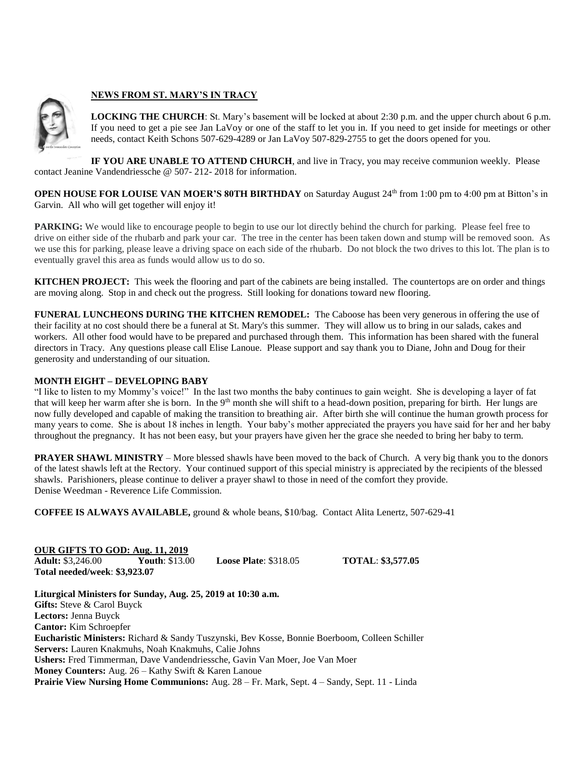## NEWS FROM ST. MARY'S IN TRACY

**LOCKING THE CHURCH**: St. Mary's basement will be locked at about 2:30 p.m. and the upper church about 6 p.m. If you need to get a pie see Jan LaVoy or one of the staff to let you in. If you need to get inside for meetings or other needs, contact Keith Schons 507-629-4289 or Jan LaVoy 507-829-2755 to get the doors opened for you.

**IF YOU ARE UNABLE TO ATTEND CHURCH**, and live in Tracy, you may receive communion weekly. Please contact Jeanine Vandendriessche @ 507- 212- 2018 for information.

**OPEN HOUSE FOR LOUISE VAN MOER'S 80TH BIRTHDAY** on Saturday August 24th from 1:00 pm to 4:00 pm at Bitton's in Garvin. All who will get together will enjoy it!

**PARKING:** We would like to encourage people to begin to use our lot directly behind the church for parking. Please feel free to drive on either side of the rhubarb and park your car. The tree in the center has been taken down and stump will be removed soon. As we use this for parking, please leave a driving space on each side of the rhubarb. Do not block the two drives to this lot. The plan is to eventually gravel this area as funds would allow us to do so.

**KITCHEN PROJECT:** This week the flooring and part of the cabinets are being installed. The countertops are on order and things are moving along. Stop in and check out the progress. Still looking for donations toward new flooring.

**FUNERAL LUNCHEONS DURING THE KITCHEN REMODEL:** The Caboose has been very generous in offering the use of their facility at no cost should there be a funeral at St. Mary's this summer. They will allow us to bring in our salads, cakes and workers. All other food would have to be prepared and purchased through them. This information has been shared with the funeral directors in Tracy. Any questions please call Elise Lanoue. Please support and say thank you to Diane, John and Doug for their generosity and understanding of our situation.

**MONTH EIGHT – DEVELOPING BABY**

"I like to listen to my Mommy's voice!" In the last two months the baby continues to gain weight. She is developing a layer of fat that will keep her warm after she is born. In the 9th month she will shift to a head-down position, preparing for birth. Her lungs are now fully developed and capable of making the transition to breathing air. After birth she will continue the human growth process for many years to come. She is about 18 inches in length. Your baby's mother appreciated the prayers you have said for her and her baby throughout the pregnancy. It has not been easy, but your prayers have given her the grace she needed to bring her baby to term.

**PRAYER SHAWL MINISTRY** – More blessed shawls have been moved to the back of Church. A very big thank you to the donors of the latest shawls left at the Rectory. Your continued support of this special ministry is appreciated by the recipients of the blessed shawls. Parishioners, please continue to deliver a prayer shawl to those in need of the comfort they provide.
Denise Weedman - Reverence Life Commission.

**COFFEE IS ALWAYS AVAILABLE,** ground & whole beans, $10/bag. Contact Alita Lenertz, 507-629-41

**OUR GIFTS TO GOD: Aug. 11, 2019**
**Adult:** $3,246.00 **Youth**: $13.00 **Loose Plate**: $318.05 **TOTAL**: **$3,577.05**
**Total needed/week**: **$3,923.07**

**Liturgical Ministers for Sunday, Aug. 25, 2019 at 10:30 a.m.**
**Gifts:** Steve & Carol Buyck
**Lectors:** Jenna Buyck
**Cantor:** Kim Schroepfer
**Eucharistic Ministers:** Richard & Sandy Tuszynski, Bev Kosse, Bonnie Boerboom, Colleen Schiller
**Servers:** Lauren Knakmuhs, Noah Knakmuhs, Calie Johns
**Ushers:** Fred Timmerman, Dave Vandendriessche, Gavin Van Moer, Joe Van Moer
**Money Counters:** Aug. 26 – Kathy Swift & Karen Lanoue
**Prairie View Nursing Home Communions:** Aug. 28 – Fr. Mark, Sept. 4 – Sandy, Sept. 11 - Linda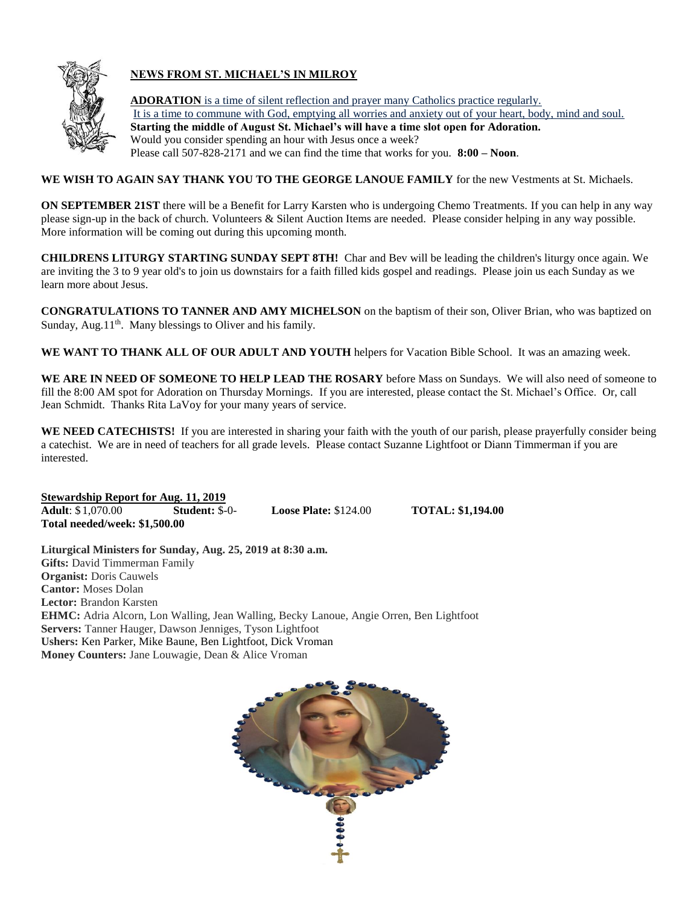## NEWS FROM ST. MICHAEL'S IN MILROY

**ADORATION** is a time of silent reflection and prayer many Catholics practice regularly.
It is a time to commune with God, emptying all worries and anxiety out of your heart, body, mind and soul.
**Starting the middle of August St. Michael's will have a time slot open for Adoration.**
Would you consider spending an hour with Jesus once a week?
Please call 507-828-2171 and we can find the time that works for you. **8:00 – Noon**.

**WE WISH TO AGAIN SAY THANK YOU TO THE GEORGE LANOUE FAMILY** for the new Vestments at St. Michaels.

**ON SEPTEMBER 21ST** there will be a Benefit for Larry Karsten who is undergoing Chemo Treatments. If you can help in any way please sign-up in the back of church. Volunteers & Silent Auction Items are needed. Please consider helping in any way possible. More information will be coming out during this upcoming month.

**CHILDRENS LITURGY STARTING SUNDAY SEPT 8TH!** Char and Bev will be leading the children's liturgy once again. We are inviting the 3 to 9 year old's to join us downstairs for a faith filled kids gospel and readings. Please join us each Sunday as we learn more about Jesus.

**CONGRATULATIONS TO TANNER AND AMY MICHELSON** on the baptism of their son, Oliver Brian, who was baptized on Sunday, Aug.11th. Many blessings to Oliver and his family.

**WE WANT TO THANK ALL OF OUR ADULT AND YOUTH** helpers for Vacation Bible School. It was an amazing week.

**WE ARE IN NEED OF SOMEONE TO HELP LEAD THE ROSARY** before Mass on Sundays. We will also need of someone to fill the 8:00 AM spot for Adoration on Thursday Mornings. If you are interested, please contact the St. Michael's Office. Or, call Jean Schmidt. Thanks Rita LaVoy for your many years of service.

**WE NEED CATECHISTS!** If you are interested in sharing your faith with the youth of our parish, please prayerfully consider being a catechist. We are in need of teachers for all grade levels. Please contact Suzanne Lightfoot or Diann Timmerman if you are interested.

**Stewardship Report for Aug. 11, 2019**
**Adult**: $1,070.00 **Student:** $-0- **Loose Plate:** $124.00 **TOTAL: $1,194.00**
**Total needed/week: $1,500.00**

**Liturgical Ministers for Sunday, Aug. 25, 2019 at 8:30 a.m.**
**Gifts:** David Timmerman Family
**Organist:** Doris Cauwels
**Cantor:** Moses Dolan
**Lector:** Brandon Karsten
**EHMC:** Adria Alcorn, Lon Walling, Jean Walling, Becky Lanoue, Angie Orren, Ben Lightfoot
**Servers:** Tanner Hauger, Dawson Jenniges, Tyson Lightfoot
**Ushers:** Ken Parker, Mike Baune, Ben Lightfoot, Dick Vroman
**Money Counters:** Jane Louwagie, Dean & Alice Vroman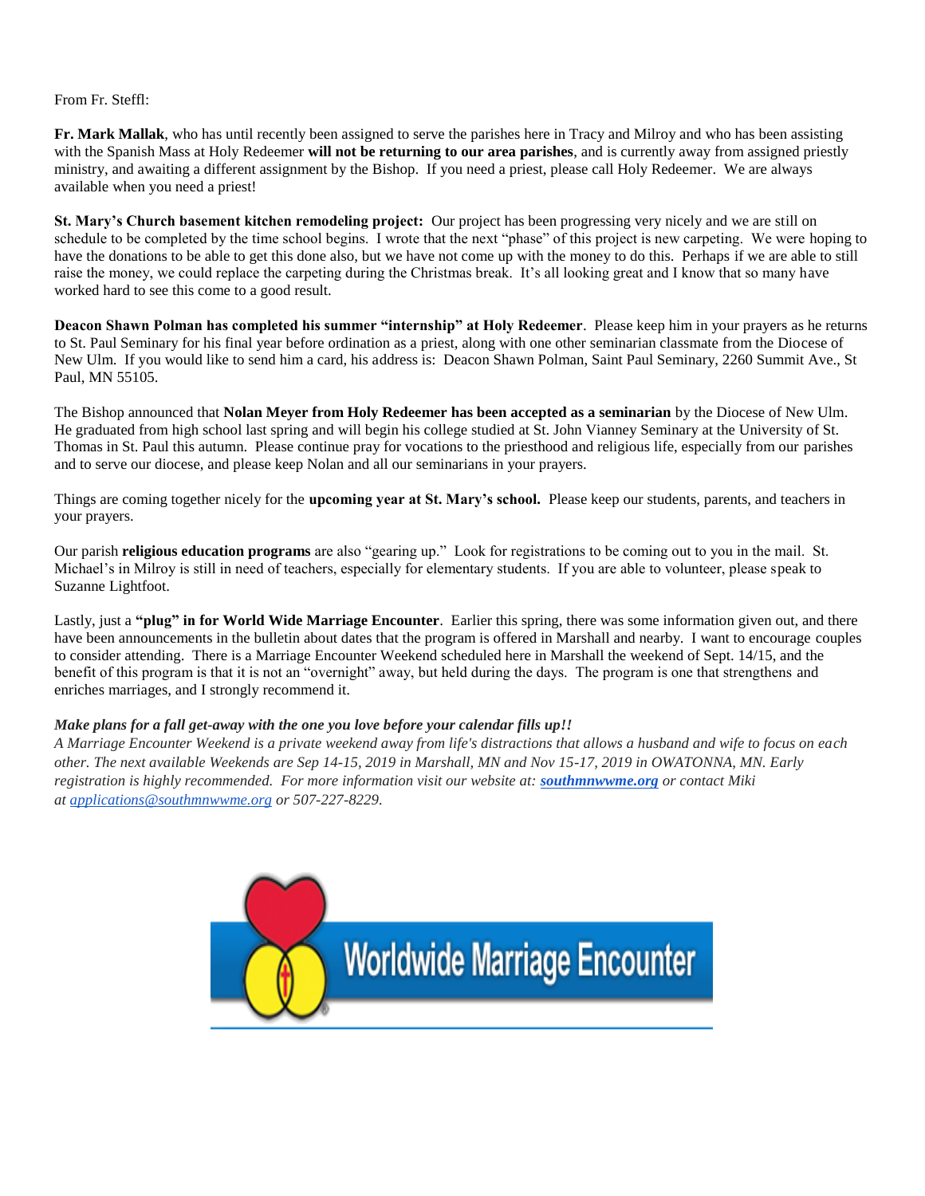From Fr. Steffl:

**Fr. Mark Mallak**, who has until recently been assigned to serve the parishes here in Tracy and Milroy and who has been assisting with the Spanish Mass at Holy Redeemer **will not be returning to our area parishes**, and is currently away from assigned priestly ministry, and awaiting a different assignment by the Bishop. If you need a priest, please call Holy Redeemer. We are always available when you need a priest!

**St. Mary's Church basement kitchen remodeling project:** Our project has been progressing very nicely and we are still on schedule to be completed by the time school begins. I wrote that the next "phase" of this project is new carpeting. We were hoping to have the donations to be able to get this done also, but we have not come up with the money to do this. Perhaps if we are able to still raise the money, we could replace the carpeting during the Christmas break. It's all looking great and I know that so many have worked hard to see this come to a good result.

**Deacon Shawn Polman has completed his summer "internship" at Holy Redeemer**. Please keep him in your prayers as he returns to St. Paul Seminary for his final year before ordination as a priest, along with one other seminarian classmate from the Diocese of New Ulm. If you would like to send him a card, his address is: Deacon Shawn Polman, Saint Paul Seminary, 2260 Summit Ave., St Paul, MN 55105.

The Bishop announced that **Nolan Meyer from Holy Redeemer has been accepted as a seminarian** by the Diocese of New Ulm. He graduated from high school last spring and will begin his college studied at St. John Vianney Seminary at the University of St. Thomas in St. Paul this autumn. Please continue pray for vocations to the priesthood and religious life, especially from our parishes and to serve our diocese, and please keep Nolan and all our seminarians in your prayers.

Things are coming together nicely for the **upcoming year at St. Mary's school.** Please keep our students, parents, and teachers in your prayers.

Our parish **religious education programs** are also "gearing up." Look for registrations to be coming out to you in the mail. St. Michael's in Milroy is still in need of teachers, especially for elementary students. If you are able to volunteer, please speak to Suzanne Lightfoot.

Lastly, just a **"plug" in for World Wide Marriage Encounter**. Earlier this spring, there was some information given out, and there have been announcements in the bulletin about dates that the program is offered in Marshall and nearby. I want to encourage couples to consider attending. There is a Marriage Encounter Weekend scheduled here in Marshall the weekend of Sept. 14/15, and the benefit of this program is that it is not an "overnight" away, but held during the days. The program is one that strengthens and enriches marriages, and I strongly recommend it.

***Make plans for a fall get-away with the one you love before your calendar fills up!!***

*A Marriage Encounter Weekend is a private weekend away from life's distractions that allows a husband and wife to focus on each other. The next available Weekends are Sep 14-15, 2019 in Marshall, MN and Nov 15-17, 2019 in OWATONNA, MN. Early registration is highly recommended. For more information visit our website at:* ***southmnwwme.org*** *or contact Miki at applications@southmnwwme.org or 507-227-8229.*

Worldwide Marriage Encounter